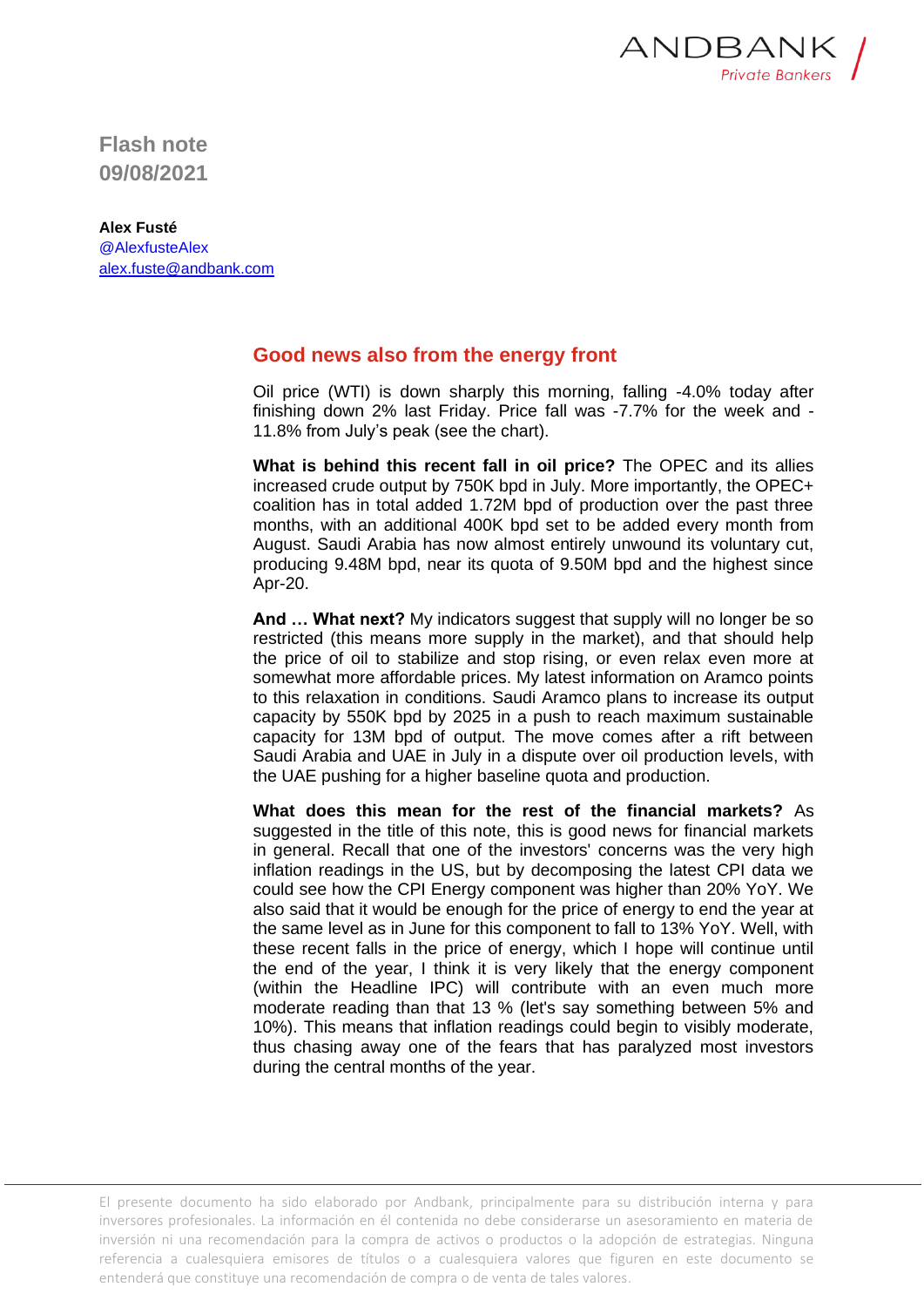ANDBANK
Private Bankers

**Flash note**
**09/08/2021**

**Alex Fusté**
@AlexfusteAlex
alex.fuste@andbank.com

## Good news also from the energy front

Oil price (WTI) is down sharply this morning, falling -4.0% today after finishing down 2% last Friday. Price fall was -7.7% for the week and -11.8% from July's peak (see the chart).

**What is behind this recent fall in oil price?** The OPEC and its allies increased crude output by 750K bpd in July. More importantly, the OPEC+ coalition has in total added 1.72M bpd of production over the past three months, with an additional 400K bpd set to be added every month from August. Saudi Arabia has now almost entirely unwound its voluntary cut, producing 9.48M bpd, near its quota of 9.50M bpd and the highest since Apr-20.

**And … What next?** My indicators suggest that supply will no longer be so restricted (this means more supply in the market), and that should help the price of oil to stabilize and stop rising, or even relax even more at somewhat more affordable prices. My latest information on Aramco points to this relaxation in conditions. Saudi Aramco plans to increase its output capacity by 550K bpd by 2025 in a push to reach maximum sustainable capacity for 13M bpd of output. The move comes after a rift between Saudi Arabia and UAE in July in a dispute over oil production levels, with the UAE pushing for a higher baseline quota and production.

**What does this mean for the rest of the financial markets?** As suggested in the title of this note, this is good news for financial markets in general. Recall that one of the investors' concerns was the very high inflation readings in the US, but by decomposing the latest CPI data we could see how the CPI Energy component was higher than 20% YoY. We also said that it would be enough for the price of energy to end the year at the same level as in June for this component to fall to 13% YoY. Well, with these recent falls in the price of energy, which I hope will continue until the end of the year, I think it is very likely that the energy component (within the Headline IPC) will contribute with an even much more moderate reading than that 13 % (let's say something between 5% and 10%). This means that inflation readings could begin to visibly moderate, thus chasing away one of the fears that has paralyzed most investors during the central months of the year.

El presente documento ha sido elaborado por Andbank, principalmente para su distribución interna y para inversores profesionales. La información en él contenida no debe considerarse un asesoramiento en materia de inversión ni una recomendación para la compra de activos o productos o la adopción de estrategias. Ninguna referencia a cualesquiera emisores de títulos o a cualesquiera valores que figuren en este documento se entenderá que constituye una recomendación de compra o de venta de tales valores.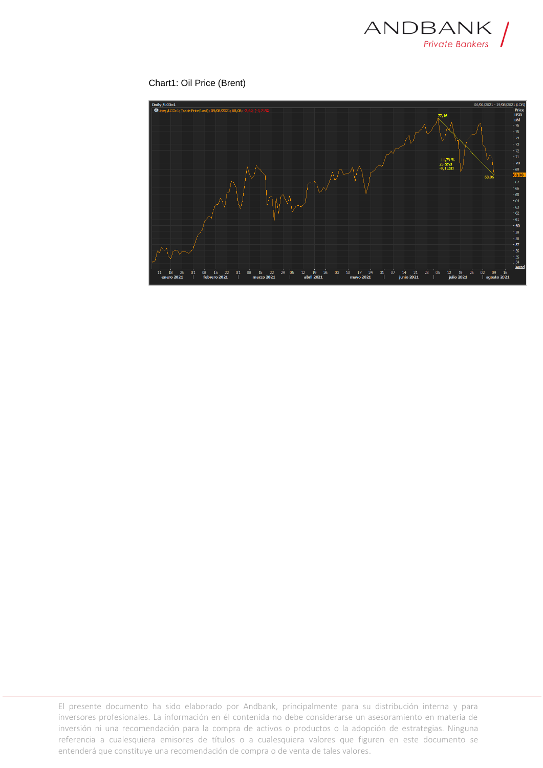Chart1: Oil Price (Brent)

Daily /LCOc1

Line; /LCOc1; Trade Price(Last); 09/08/2021; 68,08; -2,62; (-3,71%)

06/01/2021 - 19/08/2021 (LON)

Price USD Bbl

77,16

-11,79 %
25 days
-9,1USD

68,06

68,08

11 18 25 01 08 15 22 01 08 15 22 29 05 12 19 26 03 10 17 24 31 07 14 21 28 05 12 19 26 02 09 16

enero 2021 | febrero 2021 | marzo 2021 | abril 2021 | mayo 2021 | junio 2021 | julio 2021 | agosto 2021

El presente documento ha sido elaborado por Andbank, principalmente para su distribución interna y para inversores profesionales. La información en él contenida no debe considerarse un asesoramiento en materia de inversión ni una recomendación para la compra de activos o productos o la adopción de estrategias. Ninguna referencia a cualesquiera emisores de títulos o a cualesquiera valores que figuren en este documento se entenderá que constituye una recomendación de compra o de venta de tales valores.